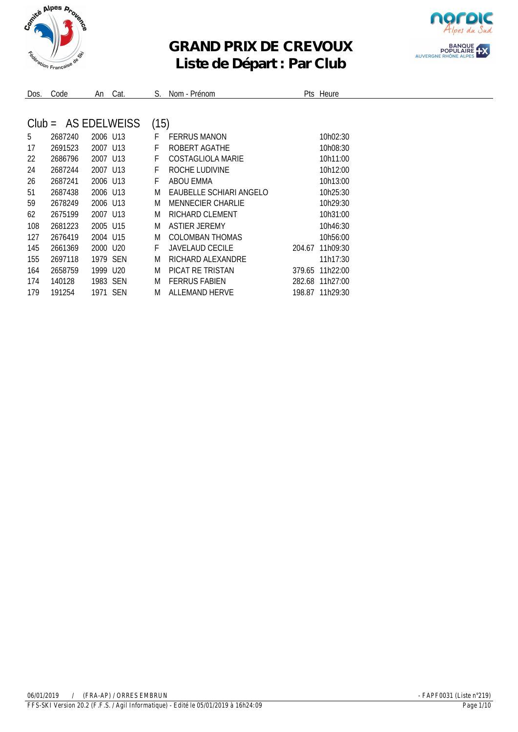# GRAND PRIX DE CREVOUX
## Liste de Départ : Par Club

### Club = AS EDELWEISS (15)

| Dos. | Code | An | Cat. | S. | Nom - Prénom | Pts | Heure |
|---|---|---|---|---|---|---|---|
| 5 | 2687240 | 2006 | U13 | F | FERRUS MANON | | 10h02:30 |
| 17 | 2691523 | 2007 | U13 | F | ROBERT AGATHE | | 10h08:30 |
| 22 | 2686796 | 2007 | U13 | F | COSTAGLIOLA MARIE | | 10h11:00 |
| 24 | 2687244 | 2007 | U13 | F | ROCHE LUDIVINE | | 10h12:00 |
| 26 | 2687241 | 2006 | U13 | F | ABOU EMMA | | 10h13:00 |
| 51 | 2687438 | 2006 | U13 | M | EAUBELLE SCHIARI ANGELO | | 10h25:30 |
| 59 | 2678249 | 2006 | U13 | M | MENNECIER CHARLIE | | 10h29:30 |
| 62 | 2675199 | 2007 | U13 | M | RICHARD CLEMENT | | 10h31:00 |
| 108 | 2681223 | 2005 | U15 | M | ASTIER JEREMY | | 10h46:30 |
| 127 | 2676419 | 2004 | U15 | M | COLOMBAN THOMAS | | 10h56:00 |
| 145 | 2661369 | 2000 | U20 | F | JAVELAUD CECILE | 204.67 | 11h09:30 |
| 155 | 2697118 | 1979 | SEN | M | RICHARD ALEXANDRE | | 11h17:30 |
| 164 | 2658759 | 1999 | U20 | M | PICAT RE TRISTAN | 379.65 | 11h22:00 |
| 174 | 140128 | 1983 | SEN | M | FERRUS FABIEN | 282.68 | 11h27:00 |
| 179 | 191254 | 1971 | SEN | M | ALLEMAND HERVE | 198.87 | 11h29:30 |

06/01/2019 / (FRA-AP) / ORRES EMBRUN - FAPF0031 (Liste n°219)

FFS-SKI Version 20.2 (F.F.S. / Agil Informatique) - Edité le 05/01/2019 à 16h24:09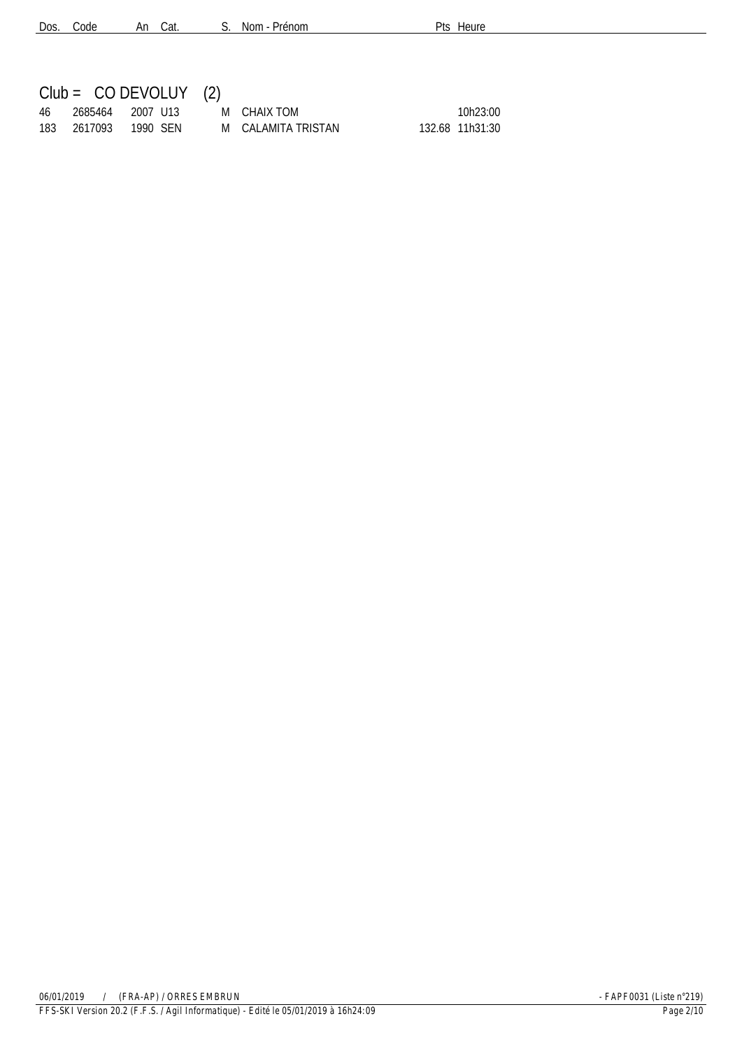| Dos. | Code | An | Cat. | S. | Nom - Prénom | Pts | Heure |
|---|---|---|---|---|---|---|---|

## Club = CO DEVOLUY (2)

| Dos. | Code | An | Cat. | S. | Nom - Prénom | Pts | Heure |
|---|---|---|---|---|---|---|---|
| 46 | 2685464 | 2007 | U13 | M | CHAIX TOM | | 10h23:00 |
| 183 | 2617093 | 1990 | SEN | M | CALAMITA TRISTAN | 132.68 | 11h31:30 |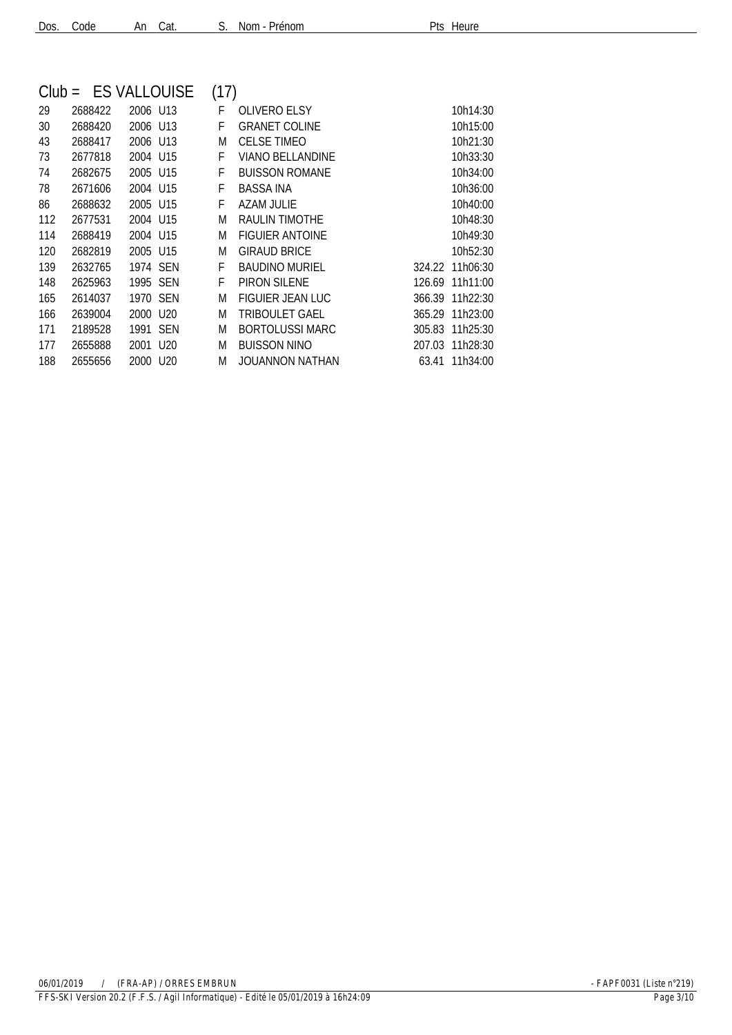| Dos. | Code | An | Cat. | S. | Nom - Prénom | Pts | Heure |
|---|---|---|---|---|---|---|---|

## Club = ES VALLOUISE (17)

| Dos. | Code | An | Cat. | S. | Nom - Prénom | Pts | Heure |
|---|---|---|---|---|---|---|---|
| 29 | 2688422 | 2006 | U13 | F | OLIVERO ELSY | | 10h14:30 |
| 30 | 2688420 | 2006 | U13 | F | GRANET COLINE | | 10h15:00 |
| 43 | 2688417 | 2006 | U13 | M | CELSE TIMEO | | 10h21:30 |
| 73 | 2677818 | 2004 | U15 | F | VIANO BELLANDINE | | 10h33:30 |
| 74 | 2682675 | 2005 | U15 | F | BUISSON ROMANE | | 10h34:00 |
| 78 | 2671606 | 2004 | U15 | F | BASSA INA | | 10h36:00 |
| 86 | 2688632 | 2005 | U15 | F | AZAM JULIE | | 10h40:00 |
| 112 | 2677531 | 2004 | U15 | M | RAULIN TIMOTHE | | 10h48:30 |
| 114 | 2688419 | 2004 | U15 | M | FIGUIER ANTOINE | | 10h49:30 |
| 120 | 2682819 | 2005 | U15 | M | GIRAUD BRICE | | 10h52:30 |
| 139 | 2632765 | 1974 | SEN | F | BAUDINO MURIEL | 324.22 | 11h06:30 |
| 148 | 2625963 | 1995 | SEN | F | PIRON SILENE | 126.69 | 11h11:00 |
| 165 | 2614037 | 1970 | SEN | M | FIGUIER JEAN LUC | 366.39 | 11h22:30 |
| 166 | 2639004 | 2000 | U20 | M | TRIBOULET GAEL | 365.29 | 11h23:00 |
| 171 | 2189528 | 1991 | SEN | M | BORTOLUSSI MARC | 305.83 | 11h25:30 |
| 177 | 2655888 | 2001 | U20 | M | BUISSON NINO | 207.03 | 11h28:30 |
| 188 | 2655656 | 2000 | U20 | M | JOUANNON NATHAN | 63.41 | 11h34:00 |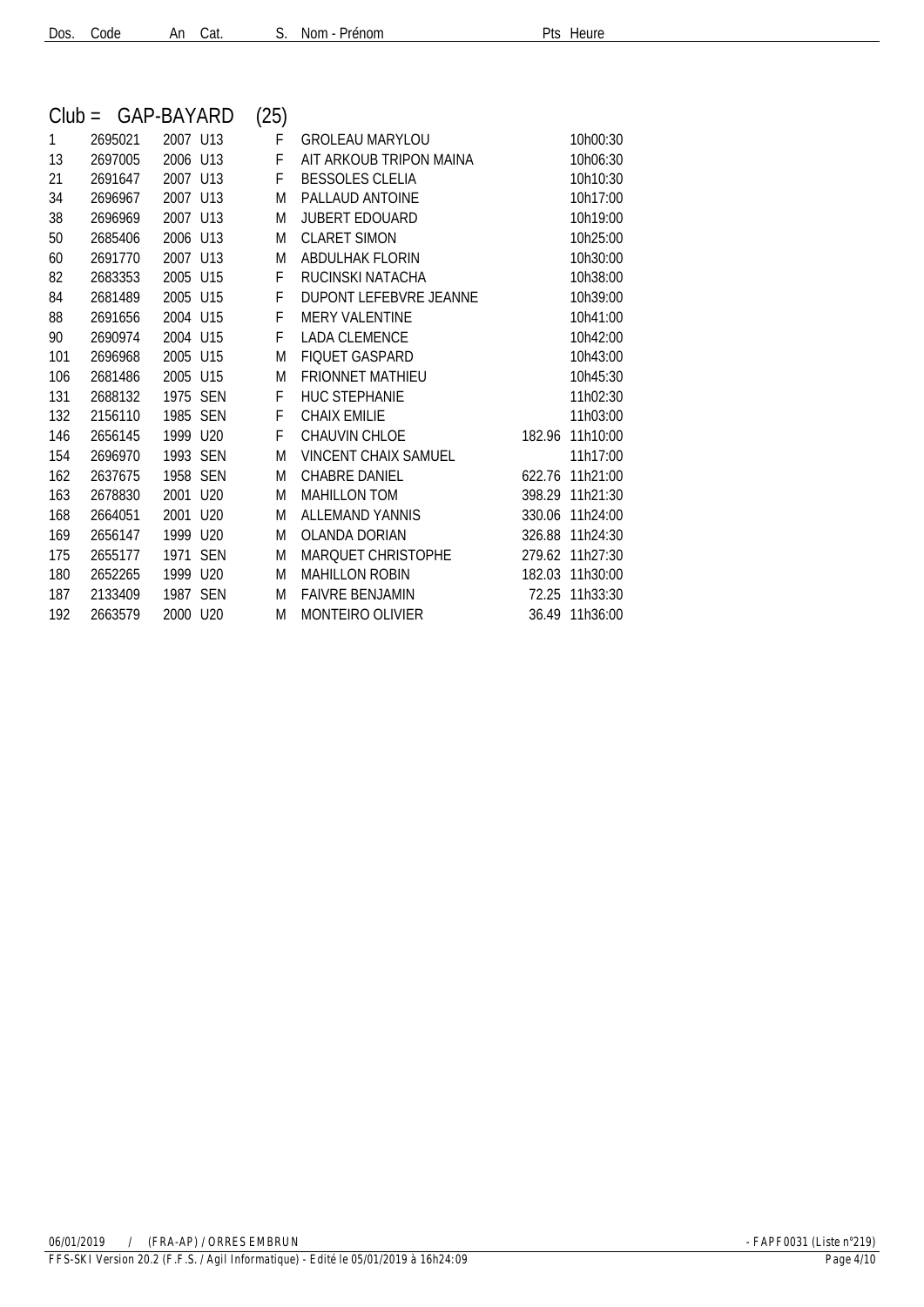| Dos. | Code | An | Cat. | S. | Nom - Prénom | Pts | Heure |
|---|---|---|---|---|---|---|---|

## Club = GAP-BAYARD (25)

| Dos. | Code | An | Cat. | S. | Nom - Prénom | Pts | Heure |
|---|---|---|---|---|---|---|---|
| 1 | 2695021 | 2007 | U13 | F | GROLEAU MARYLOU | | 10h00:30 |
| 13 | 2697005 | 2006 | U13 | F | AIT ARKOUB TRIPON MAINA | | 10h06:30 |
| 21 | 2691647 | 2007 | U13 | F | BESSOLES CLELIA | | 10h10:30 |
| 34 | 2696967 | 2007 | U13 | M | PALLAUD ANTOINE | | 10h17:00 |
| 38 | 2696969 | 2007 | U13 | M | JUBERT EDOUARD | | 10h19:00 |
| 50 | 2685406 | 2006 | U13 | M | CLARET SIMON | | 10h25:00 |
| 60 | 2691770 | 2007 | U13 | M | ABDULHAK FLORIN | | 10h30:00 |
| 82 | 2683353 | 2005 | U15 | F | RUCINSKI NATACHA | | 10h38:00 |
| 84 | 2681489 | 2005 | U15 | F | DUPONT LEFEBVRE JEANNE | | 10h39:00 |
| 88 | 2691656 | 2004 | U15 | F | MERY VALENTINE | | 10h41:00 |
| 90 | 2690974 | 2004 | U15 | F | LADA CLEMENCE | | 10h42:00 |
| 101 | 2696968 | 2005 | U15 | M | FIQUET GASPARD | | 10h43:00 |
| 106 | 2681486 | 2005 | U15 | M | FRIONNET MATHIEU | | 10h45:30 |
| 131 | 2688132 | 1975 | SEN | F | HUC STEPHANIE | | 11h02:30 |
| 132 | 2156110 | 1985 | SEN | F | CHAIX EMILIE | | 11h03:00 |
| 146 | 2656145 | 1999 | U20 | F | CHAUVIN CHLOE | 182.96 | 11h10:00 |
| 154 | 2696970 | 1993 | SEN | M | VINCENT CHAIX SAMUEL | | 11h17:00 |
| 162 | 2637675 | 1958 | SEN | M | CHABRE DANIEL | 622.76 | 11h21:00 |
| 163 | 2678830 | 2001 | U20 | M | MAHILLON TOM | 398.29 | 11h21:30 |
| 168 | 2664051 | 2001 | U20 | M | ALLEMAND YANNIS | 330.06 | 11h24:00 |
| 169 | 2656147 | 1999 | U20 | M | OLANDA DORIAN | 326.88 | 11h24:30 |
| 175 | 2655177 | 1971 | SEN | M | MARQUET CHRISTOPHE | 279.62 | 11h27:30 |
| 180 | 2652265 | 1999 | U20 | M | MAHILLON ROBIN | 182.03 | 11h30:00 |
| 187 | 2133409 | 1987 | SEN | M | FAIVRE BENJAMIN | 72.25 | 11h33:30 |
| 192 | 2663579 | 2000 | U20 | M | MONTEIRO OLIVIER | 36.49 | 11h36:00 |

06/01/2019 / (FRA-AP) / ORRES EMBRUN - FAPF0031 (Liste n°219)

FFS-SKI Version 20.2 (F.F.S. / Agil Informatique) - Edité le 05/01/2019 à 16h24:09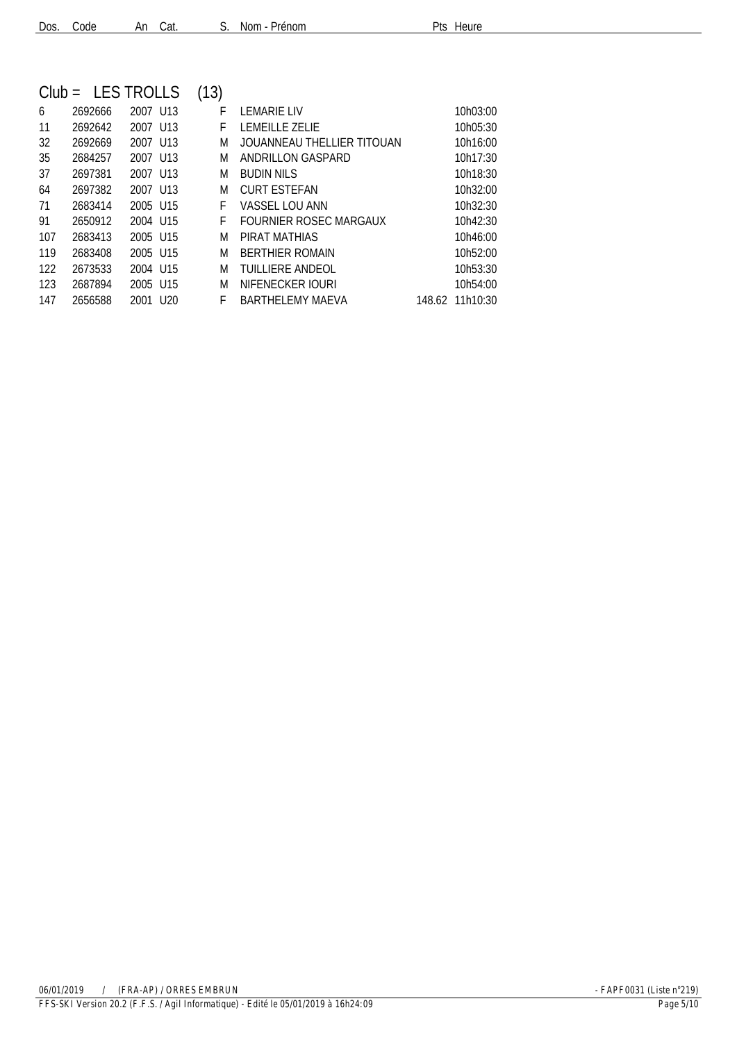| Dos. | Code | An | Cat. | S. | Nom - Prénom | Pts | Heure |
|---|---|---|---|---|---|---|---|
| **Club = LES TROLLS (13)** | | | | | | | |
| 6 | 2692666 | 2007 | U13 | F | LEMARIE LIV | | 10h03:00 |
| 11 | 2692642 | 2007 | U13 | F | LEMEILLE ZELIE | | 10h05:30 |
| 32 | 2692669 | 2007 | U13 | M | JOUANNEAU THELLIER TITOUAN | | 10h16:00 |
| 35 | 2684257 | 2007 | U13 | M | ANDRILLON GASPARD | | 10h17:30 |
| 37 | 2697381 | 2007 | U13 | M | BUDIN NILS | | 10h18:30 |
| 64 | 2697382 | 2007 | U13 | M | CURT ESTEFAN | | 10h32:00 |
| 71 | 2683414 | 2005 | U15 | F | VASSEL LOU ANN | | 10h32:30 |
| 91 | 2650912 | 2004 | U15 | F | FOURNIER ROSEC MARGAUX | | 10h42:30 |
| 107 | 2683413 | 2005 | U15 | M | PIRAT MATHIAS | | 10h46:00 |
| 119 | 2683408 | 2005 | U15 | M | BERTHIER ROMAIN | | 10h52:00 |
| 122 | 2673533 | 2004 | U15 | M | TUILLIERE ANDEOL | | 10h53:30 |
| 123 | 2687894 | 2005 | U15 | M | NIFENECKER IOURI | | 10h54:00 |
| 147 | 2656588 | 2001 | U20 | F | BARTHELEMY MAEVA | 148.62 | 11h10:30 |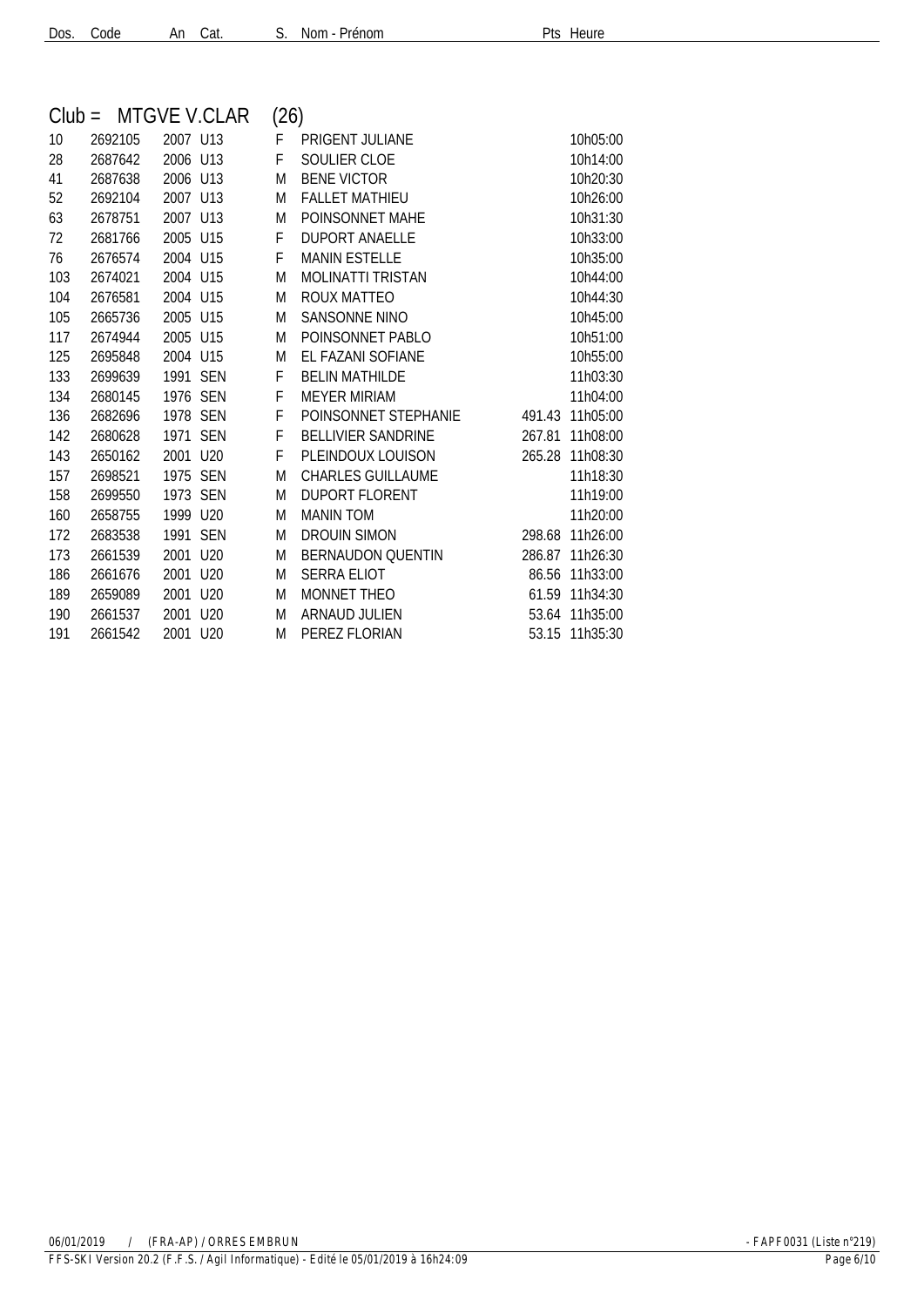| Dos. | Code | An | Cat. | S. | Nom - Prénom | Pts | Heure |
|---|---|---|---|---|---|---|---|

## Club = MTGVE V.CLAR (26)

| Dos. | Code | An | Cat. | S. | Nom - Prénom | Pts | Heure |
|---|---|---|---|---|---|---|---|
| 10 | 2692105 | 2007 | U13 | F | PRIGENT JULIANE | | 10h05:00 |
| 28 | 2687642 | 2006 | U13 | F | SOULIER CLOE | | 10h14:00 |
| 41 | 2687638 | 2006 | U13 | M | BENE VICTOR | | 10h20:30 |
| 52 | 2692104 | 2007 | U13 | M | FALLET MATHIEU | | 10h26:00 |
| 63 | 2678751 | 2007 | U13 | M | POINSONNET MAHE | | 10h31:30 |
| 72 | 2681766 | 2005 | U15 | F | DUPORT ANAELLE | | 10h33:00 |
| 76 | 2676574 | 2004 | U15 | F | MANIN ESTELLE | | 10h35:00 |
| 103 | 2674021 | 2004 | U15 | M | MOLINATTI TRISTAN | | 10h44:00 |
| 104 | 2676581 | 2004 | U15 | M | ROUX MATTEO | | 10h44:30 |
| 105 | 2665736 | 2005 | U15 | M | SANSONNE NINO | | 10h45:00 |
| 117 | 2674944 | 2005 | U15 | M | POINSONNET PABLO | | 10h51:00 |
| 125 | 2695848 | 2004 | U15 | M | EL FAZANI SOFIANE | | 10h55:00 |
| 133 | 2699639 | 1991 | SEN | F | BELIN MATHILDE | | 11h03:30 |
| 134 | 2680145 | 1976 | SEN | F | MEYER MIRIAM | | 11h04:00 |
| 136 | 2682696 | 1978 | SEN | F | POINSONNET STEPHANIE | 491.43 | 11h05:00 |
| 142 | 2680628 | 1971 | SEN | F | BELLIVIER SANDRINE | 267.81 | 11h08:00 |
| 143 | 2650162 | 2001 | U20 | F | PLEINDOUX LOUISON | 265.28 | 11h08:30 |
| 157 | 2698521 | 1975 | SEN | M | CHARLES GUILLAUME | | 11h18:30 |
| 158 | 2699550 | 1973 | SEN | M | DUPORT FLORENT | | 11h19:00 |
| 160 | 2658755 | 1999 | U20 | M | MANIN TOM | | 11h20:00 |
| 172 | 2683538 | 1991 | SEN | M | DROUIN SIMON | 298.68 | 11h26:00 |
| 173 | 2661539 | 2001 | U20 | M | BERNAUDON QUENTIN | 286.87 | 11h26:30 |
| 186 | 2661676 | 2001 | U20 | M | SERRA ELIOT | 86.56 | 11h33:00 |
| 189 | 2659089 | 2001 | U20 | M | MONNET THEO | 61.59 | 11h34:30 |
| 190 | 2661537 | 2001 | U20 | M | ARNAUD JULIEN | 53.64 | 11h35:00 |
| 191 | 2661542 | 2001 | U20 | M | PEREZ FLORIAN | 53.15 | 11h35:30 |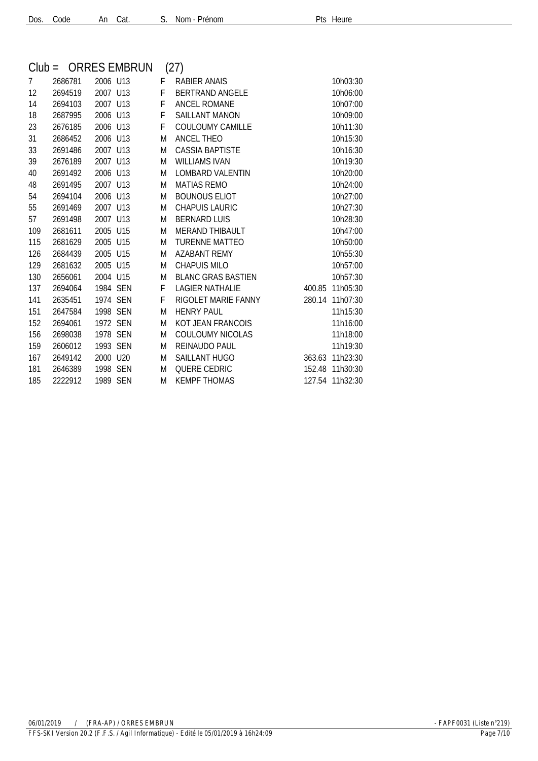| Dos. | Code | An | Cat. | S. | Nom - Prénom | Pts | Heure |
|---|---|---|---|---|---|---|---|

## Club = ORRES EMBRUN (27)

| Dos. | Code | An | Cat. | S. | Nom - Prénom | Pts | Heure |
|---|---|---|---|---|---|---|---|
| 7 | 2686781 | 2006 | U13 | F | RABIER ANAIS | | 10h03:30 |
| 12 | 2694519 | 2007 | U13 | F | BERTRAND ANGELE | | 10h06:00 |
| 14 | 2694103 | 2007 | U13 | F | ANCEL ROMANE | | 10h07:00 |
| 18 | 2687995 | 2006 | U13 | F | SAILLANT MANON | | 10h09:00 |
| 23 | 2676185 | 2006 | U13 | F | COULOUMY CAMILLE | | 10h11:30 |
| 31 | 2686452 | 2006 | U13 | M | ANCEL THEO | | 10h15:30 |
| 33 | 2691486 | 2007 | U13 | M | CASSIA BAPTISTE | | 10h16:30 |
| 39 | 2676189 | 2007 | U13 | M | WILLIAMS IVAN | | 10h19:30 |
| 40 | 2691492 | 2006 | U13 | M | LOMBARD VALENTIN | | 10h20:00 |
| 48 | 2691495 | 2007 | U13 | M | MATIAS REMO | | 10h24:00 |
| 54 | 2694104 | 2006 | U13 | M | BOUNOUS ELIOT | | 10h27:00 |
| 55 | 2691469 | 2007 | U13 | M | CHAPUIS LAURIC | | 10h27:30 |
| 57 | 2691498 | 2007 | U13 | M | BERNARD LUIS | | 10h28:30 |
| 109 | 2681611 | 2005 | U15 | M | MERAND THIBAULT | | 10h47:00 |
| 115 | 2681629 | 2005 | U15 | M | TURENNE MATTEO | | 10h50:00 |
| 126 | 2684439 | 2005 | U15 | M | AZABANT REMY | | 10h55:30 |
| 129 | 2681632 | 2005 | U15 | M | CHAPUIS MILO | | 10h57:00 |
| 130 | 2656061 | 2004 | U15 | M | BLANC GRAS BASTIEN | | 10h57:30 |
| 137 | 2694064 | 1984 | SEN | F | LAGIER NATHALIE | 400.85 | 11h05:30 |
| 141 | 2635451 | 1974 | SEN | F | RIGOLET MARIE FANNY | 280.14 | 11h07:30 |
| 151 | 2647584 | 1998 | SEN | M | HENRY PAUL | | 11h15:30 |
| 152 | 2694061 | 1972 | SEN | M | KOT JEAN FRANCOIS | | 11h16:00 |
| 156 | 2698038 | 1978 | SEN | M | COULOUMY NICOLAS | | 11h18:00 |
| 159 | 2606012 | 1993 | SEN | M | REINAUDO PAUL | | 11h19:30 |
| 167 | 2649142 | 2000 | U20 | M | SAILLANT HUGO | 363.63 | 11h23:30 |
| 181 | 2646389 | 1998 | SEN | M | QUERE CEDRIC | 152.48 | 11h30:30 |
| 185 | 2222912 | 1989 | SEN | M | KEMPF THOMAS | 127.54 | 11h32:30 |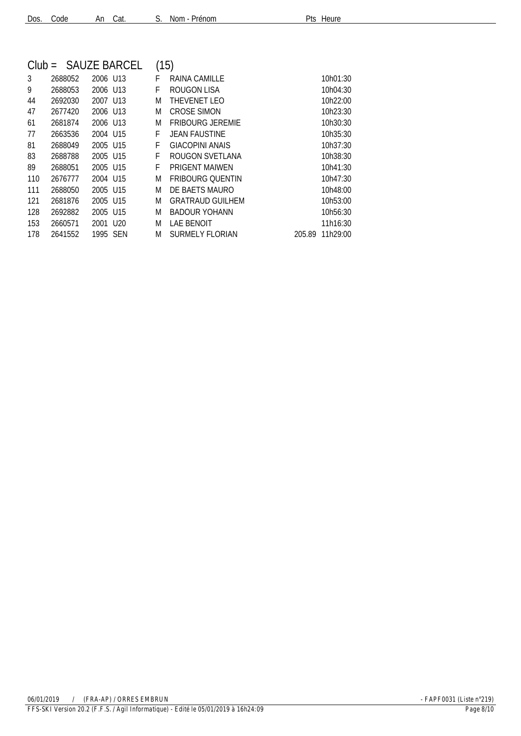| Dos. | Code | An | Cat. | S. | Nom - Prénom | Pts | Heure |
|---|---|---|---|---|---|---|---|

## Club = SAUZE BARCEL (15)

| Dos. | Code | An | Cat. | S. | Nom - Prénom | Pts | Heure |
|---|---|---|---|---|---|---|---|
| 3 | 2688052 | 2006 | U13 | F | RAINA CAMILLE | | 10h01:30 |
| 9 | 2688053 | 2006 | U13 | F | ROUGON LISA | | 10h04:30 |
| 44 | 2692030 | 2007 | U13 | M | THEVENET LEO | | 10h22:00 |
| 47 | 2677420 | 2006 | U13 | M | CROSE SIMON | | 10h23:30 |
| 61 | 2681874 | 2006 | U13 | M | FRIBOURG JEREMIE | | 10h30:30 |
| 77 | 2663536 | 2004 | U15 | F | JEAN FAUSTINE | | 10h35:30 |
| 81 | 2688049 | 2005 | U15 | F | GIACOPINI ANAIS | | 10h37:30 |
| 83 | 2688788 | 2005 | U15 | F | ROUGON SVETLANA | | 10h38:30 |
| 89 | 2688051 | 2005 | U15 | F | PRIGENT MAIWEN | | 10h41:30 |
| 110 | 2676777 | 2004 | U15 | M | FRIBOURG QUENTIN | | 10h47:30 |
| 111 | 2688050 | 2005 | U15 | M | DE BAETS MAURO | | 10h48:00 |
| 121 | 2681876 | 2005 | U15 | M | GRATRAUD GUILHEM | | 10h53:00 |
| 128 | 2692882 | 2005 | U15 | M | BADOUR YOHANN | | 10h56:30 |
| 153 | 2660571 | 2001 | U20 | M | LAE BENOIT | | 11h16:30 |
| 178 | 2641552 | 1995 | SEN | M | SURMELY FLORIAN | 205.89 | 11h29:00 |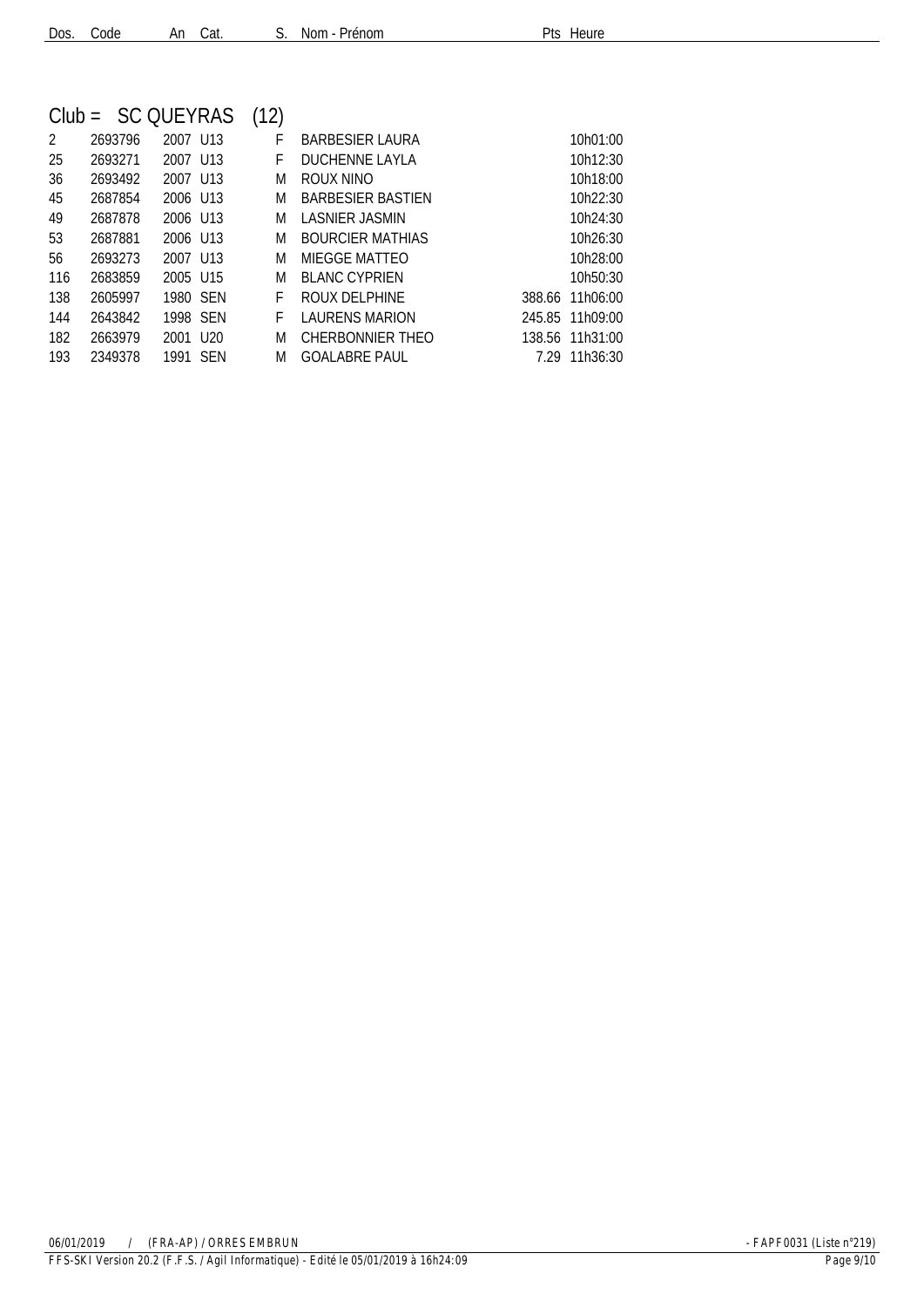## Club = SC QUEYRAS (12)

| Dos. | Code | An | Cat. | S. | Nom - Prénom | Pts | Heure |
|---|---|---|---|---|---|---|---|
| 2 | 2693796 | 2007 | U13 | F | BARBESIER LAURA | | 10h01:00 |
| 25 | 2693271 | 2007 | U13 | F | DUCHENNE LAYLA | | 10h12:30 |
| 36 | 2693492 | 2007 | U13 | M | ROUX NINO | | 10h18:00 |
| 45 | 2687854 | 2006 | U13 | M | BARBESIER BASTIEN | | 10h22:30 |
| 49 | 2687878 | 2006 | U13 | M | LASNIER JASMIN | | 10h24:30 |
| 53 | 2687881 | 2006 | U13 | M | BOURCIER MATHIAS | | 10h26:30 |
| 56 | 2693273 | 2007 | U13 | M | MIEGGE MATTEO | | 10h28:00 |
| 116 | 2683859 | 2005 | U15 | M | BLANC CYPRIEN | | 10h50:30 |
| 138 | 2605997 | 1980 | SEN | F | ROUX DELPHINE | 388.66 | 11h06:00 |
| 144 | 2643842 | 1998 | SEN | F | LAURENS MARION | 245.85 | 11h09:00 |
| 182 | 2663979 | 2001 | U20 | M | CHERBONNIER THEO | 138.56 | 11h31:00 |
| 193 | 2349378 | 1991 | SEN | M | GOALABRE PAUL | 7.29 | 11h36:30 |

06/01/2019 / (FRA-AP) / ORRES EMBRUN - FAPF0031 (Liste n°219)

FFS-SKI Version 20.2 (F.F.S. / Agil Informatique) - Edité le 05/01/2019 à 16h24:09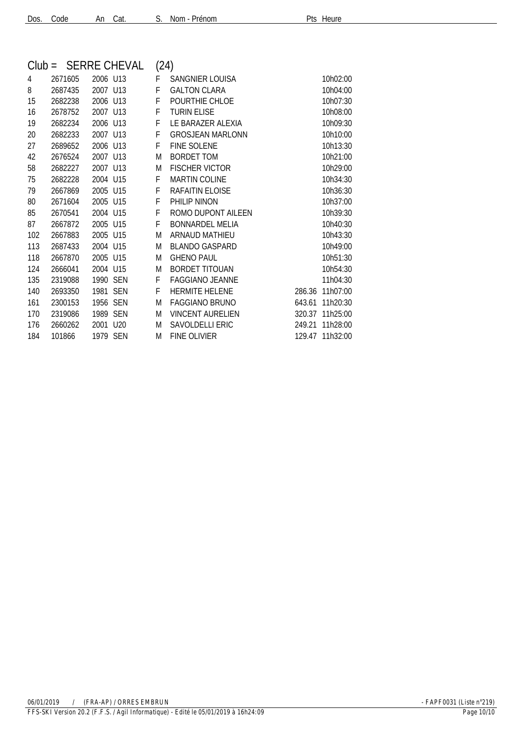| Dos. | Code | An | Cat. | S. | Nom - Prénom | Pts | Heure |
|---|---|---|---|---|---|---|---|

## Club = SERRE CHEVAL (24)

| Dos. | Code | An | Cat. | S. | Nom - Prénom | Pts | Heure |
|---|---|---|---|---|---|---|---|
| 4 | 2671605 | 2006 | U13 | F | SANGNIER LOUISA | | 10h02:00 |
| 8 | 2687435 | 2007 | U13 | F | GALTON CLARA | | 10h04:00 |
| 15 | 2682238 | 2006 | U13 | F | POURTHIE CHLOE | | 10h07:30 |
| 16 | 2678752 | 2007 | U13 | F | TURIN ELISE | | 10h08:00 |
| 19 | 2682234 | 2006 | U13 | F | LE BARAZER ALEXIA | | 10h09:30 |
| 20 | 2682233 | 2007 | U13 | F | GROSJEAN MARLONN | | 10h10:00 |
| 27 | 2689652 | 2006 | U13 | F | FINE SOLENE | | 10h13:30 |
| 42 | 2676524 | 2007 | U13 | M | BORDET TOM | | 10h21:00 |
| 58 | 2682227 | 2007 | U13 | M | FISCHER VICTOR | | 10h29:00 |
| 75 | 2682228 | 2004 | U15 | F | MARTIN COLINE | | 10h34:30 |
| 79 | 2667869 | 2005 | U15 | F | RAFAITIN ELOISE | | 10h36:30 |
| 80 | 2671604 | 2005 | U15 | F | PHILIP NINON | | 10h37:00 |
| 85 | 2670541 | 2004 | U15 | F | ROMO DUPONT AILEEN | | 10h39:30 |
| 87 | 2667872 | 2005 | U15 | F | BONNARDEL MELIA | | 10h40:30 |
| 102 | 2667883 | 2005 | U15 | M | ARNAUD MATHIEU | | 10h43:30 |
| 113 | 2687433 | 2004 | U15 | M | BLANDO GASPARD | | 10h49:00 |
| 118 | 2667870 | 2005 | U15 | M | GHENO PAUL | | 10h51:30 |
| 124 | 2666041 | 2004 | U15 | M | BORDET TITOUAN | | 10h54:30 |
| 135 | 2319088 | 1990 | SEN | F | FAGGIANO JEANNE | | 11h04:30 |
| 140 | 2693350 | 1981 | SEN | F | HERMITE HELENE | 286.36 | 11h07:00 |
| 161 | 2300153 | 1956 | SEN | M | FAGGIANO BRUNO | 643.61 | 11h20:30 |
| 170 | 2319086 | 1989 | SEN | M | VINCENT AURELIEN | 320.37 | 11h25:00 |
| 176 | 2660262 | 2001 | U20 | M | SAVOLDELLI ERIC | 249.21 | 11h28:00 |
| 184 | 101866 | 1979 | SEN | M | FINE OLIVIER | 129.47 | 11h32:00 |